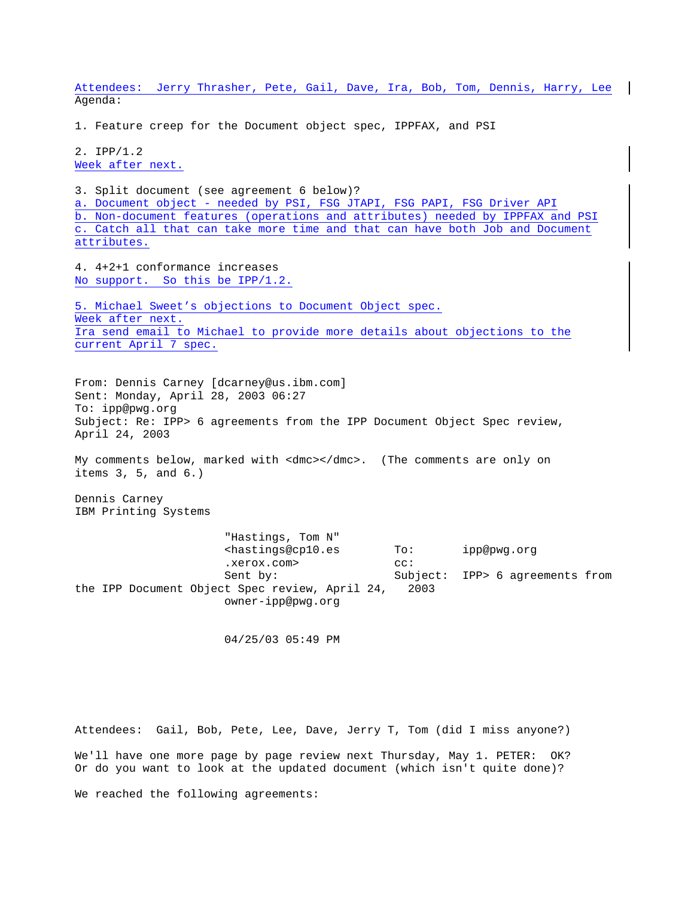Attendees: Jerry Thrasher, Pete, Gail, Dave, Ira, Bob, Tom, Dennis, Harry, Lee

Agenda:

1. Feature creep for the Document object spec, IPPFAX, and PSI

2. IPP/1.2
Week after next.

3. Split document (see agreement 6 below)?
a. Document object - needed by PSI, FSG JTAPI, FSG PAPI, FSG Driver API
b. Non-document features (operations and attributes) needed by IPPFAX and PSI
c. Catch all that can take more time and that can have both Job and Document attributes.

4. 4+2+1 conformance increases
No support. So this be IPP/1.2.

5. Michael Sweet's objections to Document Object spec.
Week after next.
Ira send email to Michael to provide more details about objections to the current April 7 spec.

From: Dennis Carney [dcarney@us.ibm.com]
Sent: Monday, April 28, 2003 06:27
To: ipp@pwg.org
Subject: Re: IPP> 6 agreements from the IPP Document Object Spec review, April 24, 2003

My comments below, marked with <dmc></dmc>. (The comments are only on items 3, 5, and 6.)

Dennis Carney
IBM Printing Systems

"Hastings, Tom N" <hastings@cp10.es.xerox.com>
Sent by: owner-ipp@pwg.org

To: ipp@pwg.org
cc:
Subject: IPP> 6 agreements from the IPP Document Object Spec review, April 24, 2003

04/25/03 05:49 PM

Attendees: Gail, Bob, Pete, Lee, Dave, Jerry T, Tom (did I miss anyone?)

We'll have one more page by page review next Thursday, May 1. PETER: OK? Or do you want to look at the updated document (which isn't quite done)?

We reached the following agreements: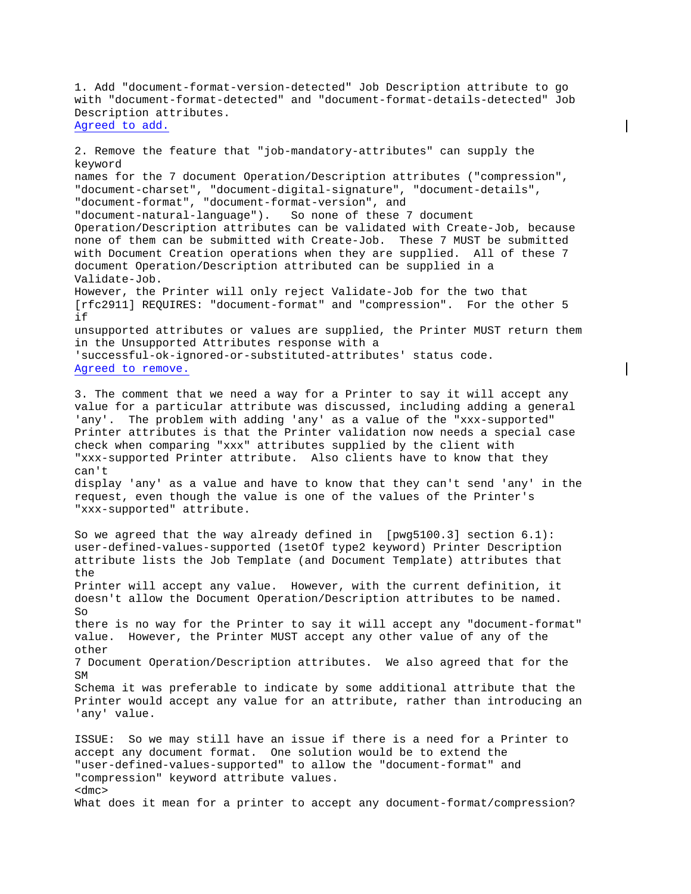1. Add "document-format-version-detected" Job Description attribute to go with "document-format-detected" and "document-format-details-detected" Job Description attributes.
Agreed to add.

2. Remove the feature that "job-mandatory-attributes" can supply the keyword
names for the 7 document Operation/Description attributes ("compression", "document-charset", "document-digital-signature", "document-details", "document-format", "document-format-version", and
"document-natural-language"). So none of these 7 document Operation/Description attributes can be validated with Create-Job, because none of them can be submitted with Create-Job. These 7 MUST be submitted with Document Creation operations when they are supplied. All of these 7 document Operation/Description attributed can be supplied in a Validate-Job.
However, the Printer will only reject Validate-Job for the two that [rfc2911] REQUIRES: "document-format" and "compression". For the other 5 if
unsupported attributes or values are supplied, the Printer MUST return them in the Unsupported Attributes response with a 'successful-ok-ignored-or-substituted-attributes' status code.
Agreed to remove.

3. The comment that we need a way for a Printer to say it will accept any value for a particular attribute was discussed, including adding a general 'any'. The problem with adding 'any' as a value of the "xxx-supported" Printer attributes is that the Printer validation now needs a special case check when comparing "xxx" attributes supplied by the client with "xxx-supported Printer attribute. Also clients have to know that they can't
display 'any' as a value and have to know that they can't send 'any' in the request, even though the value is one of the values of the Printer's "xxx-supported" attribute.

So we agreed that the way already defined in [pwg5100.3] section 6.1): user-defined-values-supported (1setOf type2 keyword) Printer Description attribute lists the Job Template (and Document Template) attributes that the
Printer will accept any value. However, with the current definition, it doesn't allow the Document Operation/Description attributes to be named. So
there is no way for the Printer to say it will accept any "document-format" value. However, the Printer MUST accept any other value of any of the other
7 Document Operation/Description attributes. We also agreed that for the SM
Schema it was preferable to indicate by some additional attribute that the Printer would accept any value for an attribute, rather than introducing an 'any' value.

ISSUE: So we may still have an issue if there is a need for a Printer to accept any document format. One solution would be to extend the "user-defined-values-supported" to allow the "document-format" and "compression" keyword attribute values.
<dmc>
What does it mean for a printer to accept any document-format/compression?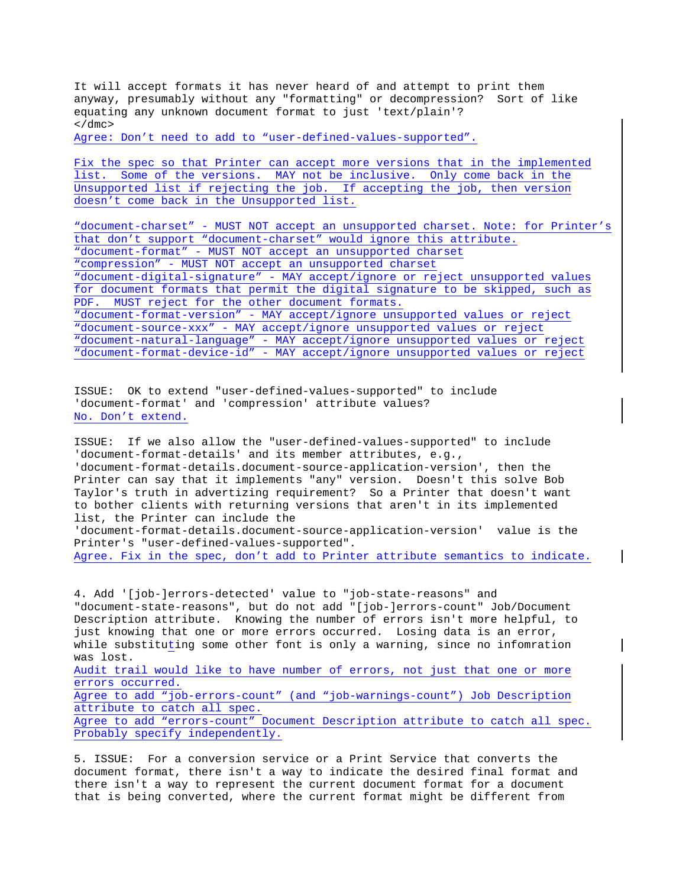It will accept formats it has never heard of and attempt to print them anyway, presumably without any "formatting" or decompression? Sort of like equating any unknown document format to just 'text/plain'?
</dmc>
Agree: Don't need to add to "user-defined-values-supported".

Fix the spec so that Printer can accept more versions that in the implemented list. Some of the versions. MAY not be inclusive. Only come back in the Unsupported list if rejecting the job. If accepting the job, then version doesn't come back in the Unsupported list.

"document-charset" - MUST NOT accept an unsupported charset. Note: for Printer's that don't support "document-charset" would ignore this attribute.
"document-format" - MUST NOT accept an unsupported charset
"compression" - MUST NOT accept an unsupported charset
"document-digital-signature" - MAY accept/ignore or reject unsupported values for document formats that permit the digital signature to be skipped, such as PDF. MUST reject for the other document formats.
"document-format-version" - MAY accept/ignore unsupported values or reject
"document-source-xxx" - MAY accept/ignore unsupported values or reject
"document-natural-language" - MAY accept/ignore unsupported values or reject
"document-format-device-id" - MAY accept/ignore unsupported values or reject

ISSUE: OK to extend "user-defined-values-supported" to include 'document-format' and 'compression' attribute values?
No. Don't extend.

ISSUE: If we also allow the "user-defined-values-supported" to include 'document-format-details' and its member attributes, e.g., 'document-format-details.document-source-application-version', then the Printer can say that it implements "any" version. Doesn't this solve Bob Taylor's truth in advertizing requirement? So a Printer that doesn't want to bother clients with returning versions that aren't in its implemented list, the Printer can include the 'document-format-details.document-source-application-version' value is the Printer's "user-defined-values-supported".
Agree. Fix in the spec, don't add to Printer attribute semantics to indicate.

4. Add '[job-]errors-detected' value to "job-state-reasons" and "document-state-reasons", but do not add "[job-]errors-count" Job/Document Description attribute. Knowing the number of errors isn't more helpful, to just knowing that one or more errors occurred. Losing data is an error, while substituting some other font is only a warning, since no infomration was lost.
Audit trail would like to have number of errors, not just that one or more errors occurred.
Agree to add "job-errors-count" (and "job-warnings-count") Job Description attribute to catch all spec.
Agree to add "errors-count" Document Description attribute to catch all spec. Probably specify independently.

5. ISSUE: For a conversion service or a Print Service that converts the document format, there isn't a way to indicate the desired final format and there isn't a way to represent the current document format for a document that is being converted, where the current format might be different from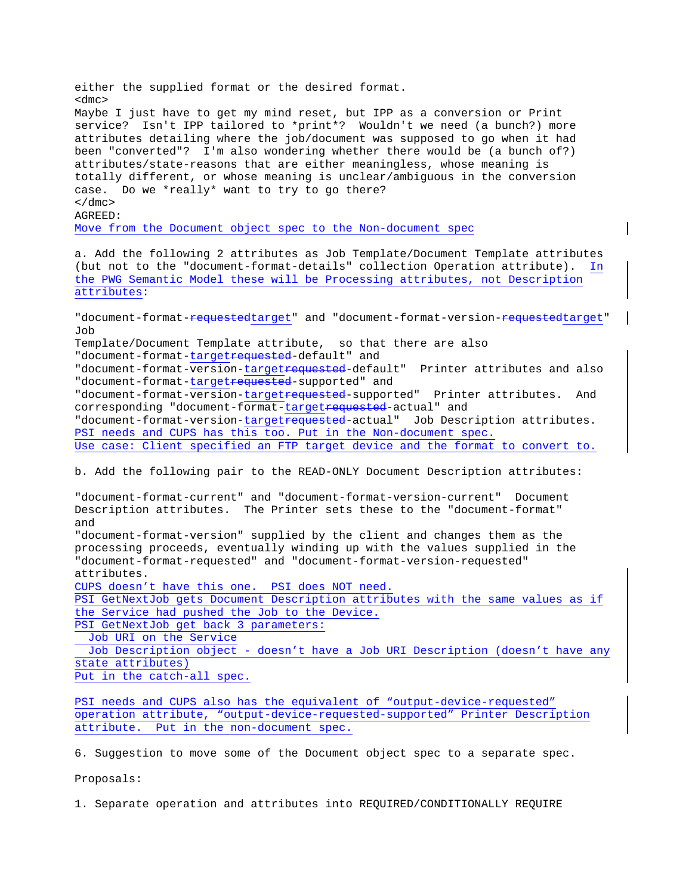either the supplied format or the desired format.
<dmc>
Maybe I just have to get my mind reset, but IPP as a conversion or Print service? Isn't IPP tailored to *print*? Wouldn't we need (a bunch?) more attributes detailing where the job/document was supposed to go when it had been "converted"? I'm also wondering whether there would be (a bunch of?) attributes/state-reasons that are either meaningless, whose meaning is totally different, or whose meaning is unclear/ambiguous in the conversion case. Do we *really* want to try to go there?
</dmc>
AGREED:
Move from the Document object spec to the Non-document spec

a. Add the following 2 attributes as Job Template/Document Template attributes (but not to the "document-format-details" collection Operation attribute). In the PWG Semantic Model these will be Processing attributes, not Description attributes:

"document-format-~~requested~~target" and "document-format-version-~~requested~~target" Job Template/Document Template attribute, so that there are also "document-format-target~~requested~~-default" and "document-format-version-target~~requested~~-default" Printer attributes and also "document-format-target~~requested~~-supported" and "document-format-version-target~~requested~~-supported" Printer attributes. And corresponding "document-format-target~~requested~~-actual" and "document-format-version-target~~requested~~-actual" Job Description attributes.
PSI needs and CUPS has this too. Put in the Non-document spec.
Use case: Client specified an FTP target device and the format to convert to.

b. Add the following pair to the READ-ONLY Document Description attributes:

"document-format-current" and "document-format-version-current" Document Description attributes. The Printer sets these to the "document-format" and "document-format-version" supplied by the client and changes them as the processing proceeds, eventually winding up with the values supplied in the "document-format-requested" and "document-format-version-requested" attributes.
CUPS doesn't have this one. PSI does NOT need.
PSI GetNextJob gets Document Description attributes with the same values as if the Service had pushed the Job to the Device.
PSI GetNextJob get back 3 parameters:
  Job URI on the Service
  Job Description object - doesn't have a Job URI Description (doesn't have any state attributes)
Put in the catch-all spec.

PSI needs and CUPS also has the equivalent of "output-device-requested" operation attribute, "output-device-requested-supported" Printer Description attribute. Put in the non-document spec.

6. Suggestion to move some of the Document object spec to a separate spec.

Proposals:

1. Separate operation and attributes into REQUIRED/CONDITIONALLY REQUIRE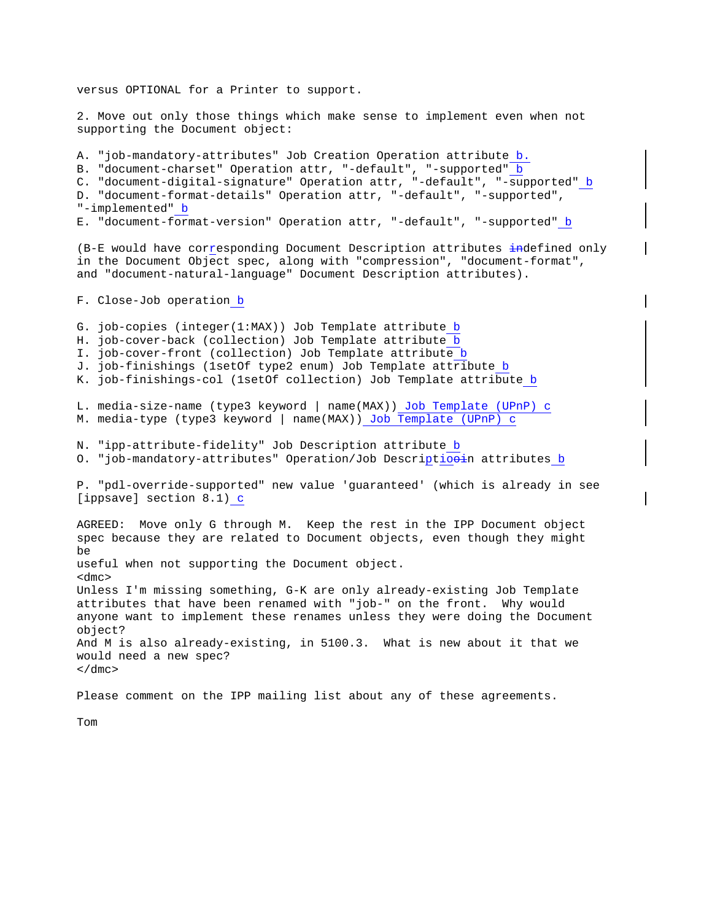versus OPTIONAL for a Printer to support.

2. Move out only those things which make sense to implement even when not supporting the Document object:

A. "job-mandatory-attributes" Job Creation Operation attribute b.
B. "document-charset" Operation attr, "-default", "-supported" b
C. "document-digital-signature" Operation attr, "-default", "-supported" b
D. "document-format-details" Operation attr, "-default", "-supported", "-implemented" b
E. "document-format-version" Operation attr, "-default", "-supported" b

(B-E would have corresponding Document Description attributes defined only in the Document Object spec, along with "compression", "document-format", and "document-natural-language" Document Description attributes).

F. Close-Job operation b

G. job-copies (integer(1:MAX)) Job Template attribute b
H. job-cover-back (collection) Job Template attribute b
I. job-cover-front (collection) Job Template attribute b
J. job-finishings (1setOf type2 enum) Job Template attribute b
K. job-finishings-col (1setOf collection) Job Template attribute b

L. media-size-name (type3 keyword | name(MAX)) Job Template (UPnP) c
M. media-type (type3 keyword | name(MAX)) Job Template (UPnP) c

N. "ipp-attribute-fidelity" Job Description attribute b
O. "job-mandatory-attributes" Operation/Job Description attributes b

P. "pdl-override-supported" new value 'guaranteed' (which is already in see [ippsave] section 8.1) c

AGREED: Move only G through M. Keep the rest in the IPP Document object spec because they are related to Document objects, even though they might be
useful when not supporting the Document object.
<dmc>
Unless I'm missing something, G-K are only already-existing Job Template attributes that have been renamed with "job-" on the front. Why would anyone want to implement these renames unless they were doing the Document object?
And M is also already-existing, in 5100.3. What is new about it that we would need a new spec?
</dmc>

Please comment on the IPP mailing list about any of these agreements.

Tom